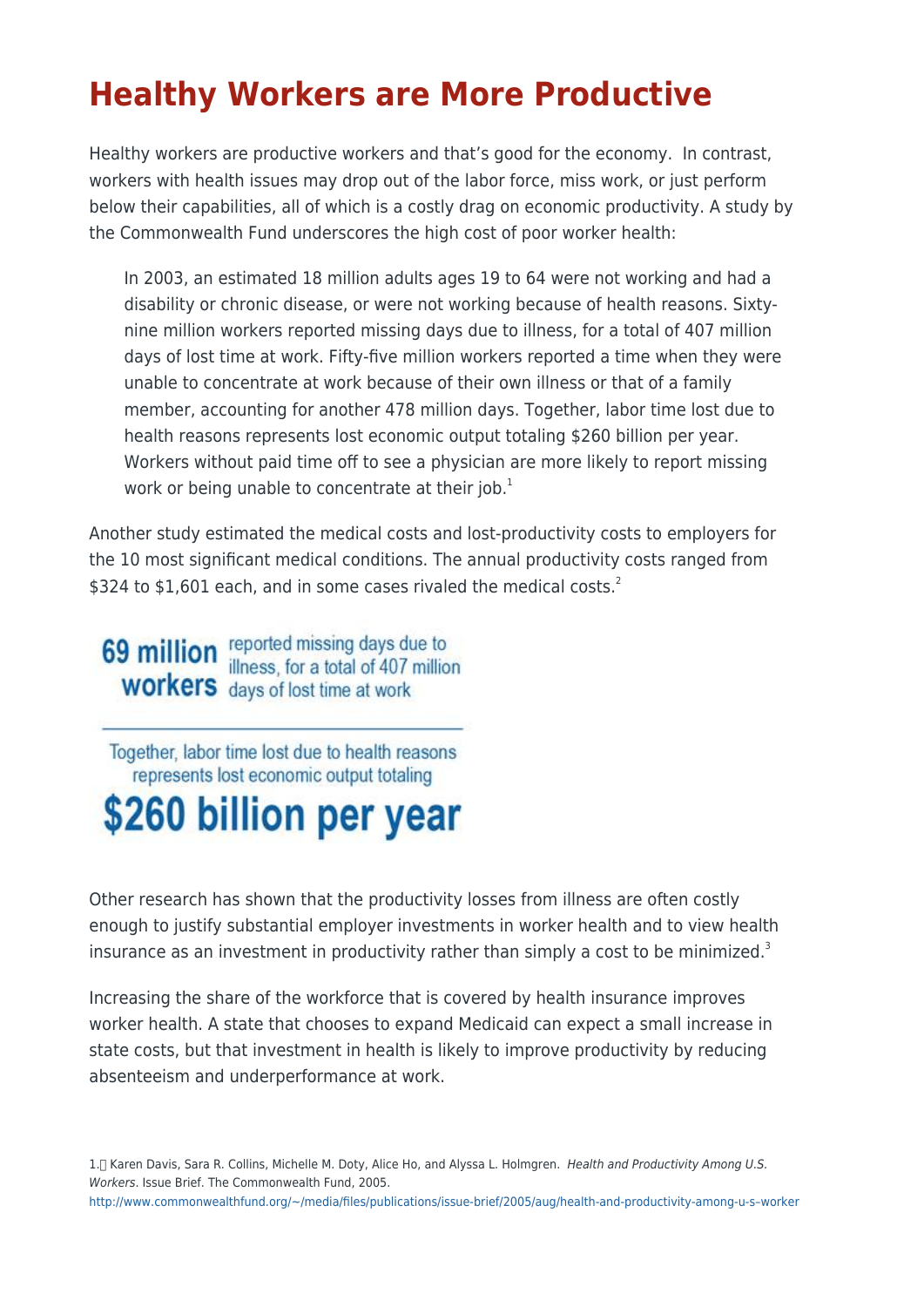# Healthy Workers are More Productive

Healthy workers are productive workers and that's good for the economy. In contrast, workers with health issues may drop out of the labor force, miss work, or just perform below their capabilities, all of which is a costly drag on economic productivity. A study by the Commonwealth Fund underscores the high cost of poor worker health:

> In 2003, an estimated 18 million adults ages 19 to 64 were not working and had a disability or chronic disease, or were not working because of health reasons. Sixty-nine million workers reported missing days due to illness, for a total of 407 million days of lost time at work. Fifty-five million workers reported a time when they were unable to concentrate at work because of their own illness or that of a family member, accounting for another 478 million days. Together, labor time lost due to health reasons represents lost economic output totaling $260 billion per year. Workers without paid time off to see a physician are more likely to report missing work or being unable to concentrate at their job.[1]

Another study estimated the medical costs and lost-productivity costs to employers for the 10 most significant medical conditions. The annual productivity costs ranged from $324 to $1,601 each, and in some cases rivaled the medical costs.[2]

**69 million workers** reported missing days due to illness, for a total of 407 million days of lost time at work

---

Together, labor time lost due to health reasons represents lost economic output totaling

**$260 billion per year**

Other research has shown that the productivity losses from illness are often costly enough to justify substantial employer investments in worker health and to view health insurance as an investment in productivity rather than simply a cost to be minimized.[3]

Increasing the share of the workforce that is covered by health insurance improves worker health. A state that chooses to expand Medicaid can expect a small increase in state costs, but that investment in health is likely to improve productivity by reducing absenteeism and underperformance at work.

1. Karen Davis, Sara R. Collins, Michelle M. Doty, Alice Ho, and Alyssa L. Holmgren. *Health and Productivity Among U.S. Workers.* Issue Brief. The Commonwealth Fund, 2005. http://www.commonwealthfund.org/~/media/files/publications/issue-brief/2005/aug/health-and-productivity-among-u-s–worker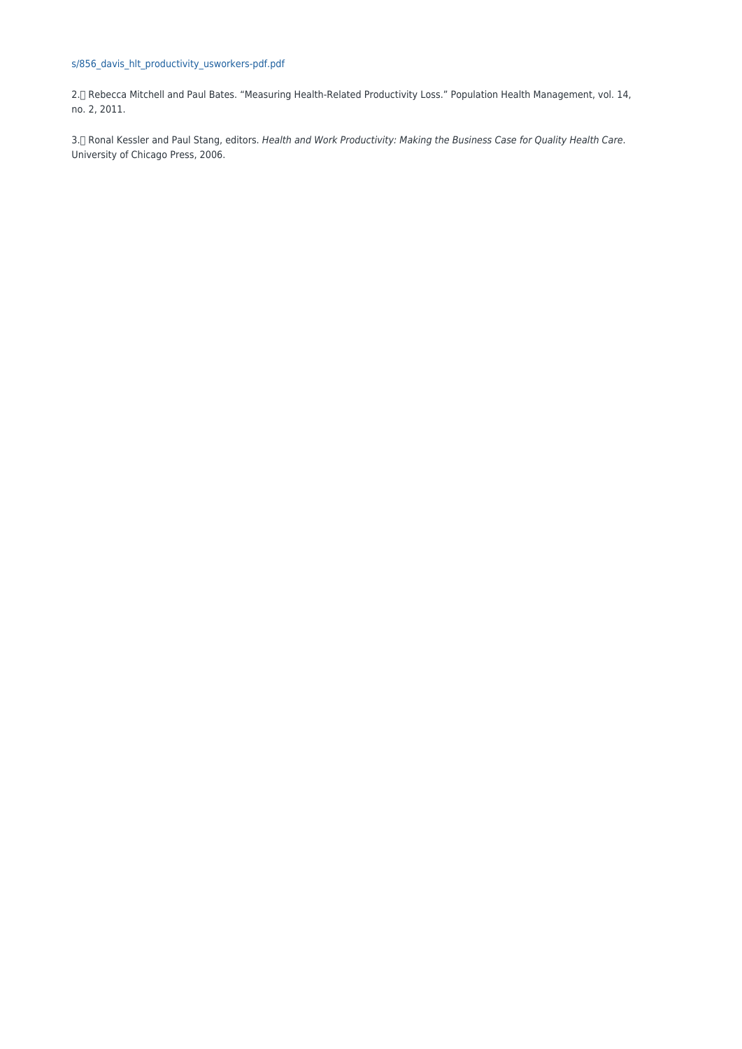s/856_davis_hlt_productivity_usworkers-pdf.pdf

2. Rebecca Mitchell and Paul Bates. "Measuring Health-Related Productivity Loss." Population Health Management, vol. 14, no. 2, 2011.

3. Ronal Kessler and Paul Stang, editors. *Health and Work Productivity: Making the Business Case for Quality Health Care*. University of Chicago Press, 2006.